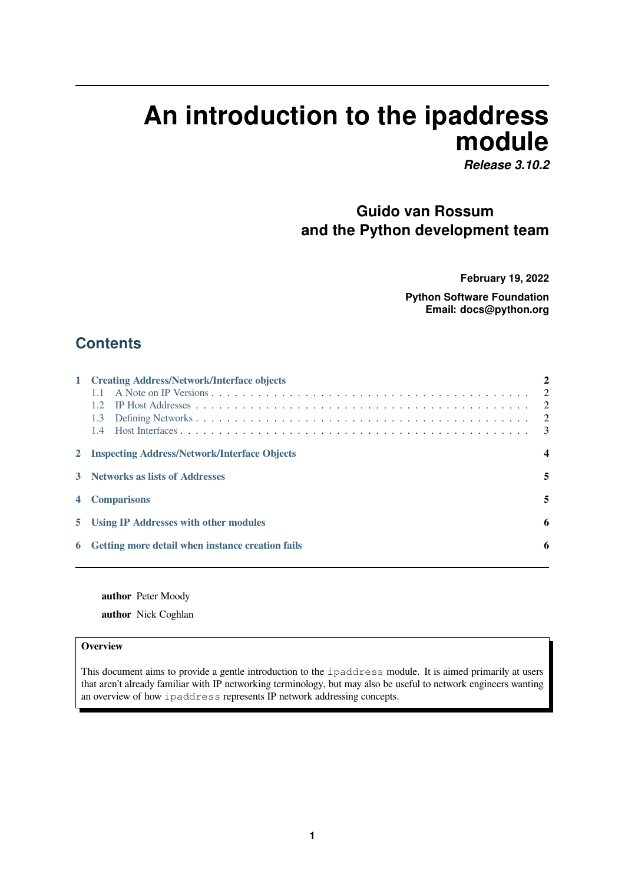# An introduction to the ipaddress module

***Release 3.10.2***

**Guido van Rossum**
**and the Python development team**

**February 19, 2022**

**Python Software Foundation**
**Email: docs@python.org**

## Contents

- 1 Creating Address/Network/Interface objects ..... 2
  - 1.1 A Note on IP Versions ..... 2
  - 1.2 IP Host Addresses ..... 2
  - 1.3 Defining Networks ..... 2
  - 1.4 Host Interfaces ..... 3
- 2 Inspecting Address/Network/Interface Objects ..... 4
- 3 Networks as lists of Addresses ..... 5
- 4 Comparisons ..... 5
- 5 Using IP Addresses with other modules ..... 6
- 6 Getting more detail when instance creation fails ..... 6

**author** Peter Moody

**author** Nick Coghlan

**Overview**

This document aims to provide a gentle introduction to the `ipaddress` module. It is aimed primarily at users that aren't already familiar with IP networking terminology, but may also be useful to network engineers wanting an overview of how `ipaddress` represents IP network addressing concepts.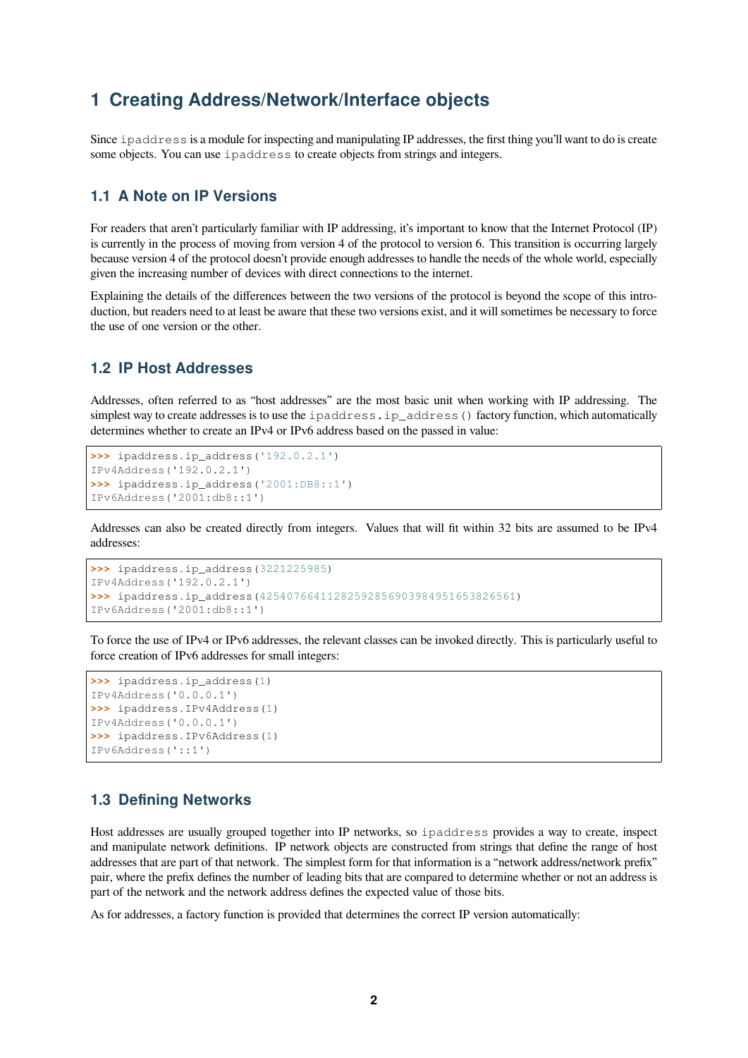# 1 Creating Address/Network/Interface objects

Since `ipaddress` is a module for inspecting and manipulating IP addresses, the first thing you'll want to do is create some objects. You can use `ipaddress` to create objects from strings and integers.

## 1.1 A Note on IP Versions

For readers that aren't particularly familiar with IP addressing, it's important to know that the Internet Protocol (IP) is currently in the process of moving from version 4 of the protocol to version 6. This transition is occurring largely because version 4 of the protocol doesn't provide enough addresses to handle the needs of the whole world, especially given the increasing number of devices with direct connections to the internet.

Explaining the details of the differences between the two versions of the protocol is beyond the scope of this introduction, but readers need to at least be aware that these two versions exist, and it will sometimes be necessary to force the use of one version or the other.

## 1.2 IP Host Addresses

Addresses, often referred to as "host addresses" are the most basic unit when working with IP addressing. The simplest way to create addresses is to use the `ipaddress.ip_address()` factory function, which automatically determines whether to create an IPv4 or IPv6 address based on the passed in value:

```
>>> ipaddress.ip_address('192.0.2.1')
IPv4Address('192.0.2.1')
>>> ipaddress.ip_address('2001:DB8::1')
IPv6Address('2001:db8::1')
```

Addresses can also be created directly from integers. Values that will fit within 32 bits are assumed to be IPv4 addresses:

```
>>> ipaddress.ip_address(3221225985)
IPv4Address('192.0.2.1')
>>> ipaddress.ip_address(42540766411282592856903984951653826561)
IPv6Address('2001:db8::1')
```

To force the use of IPv4 or IPv6 addresses, the relevant classes can be invoked directly. This is particularly useful to force creation of IPv6 addresses for small integers:

```
>>> ipaddress.ip_address(1)
IPv4Address('0.0.0.1')
>>> ipaddress.IPv4Address(1)
IPv4Address('0.0.0.1')
>>> ipaddress.IPv6Address(1)
IPv6Address('::1')
```

## 1.3 Defining Networks

Host addresses are usually grouped together into IP networks, so `ipaddress` provides a way to create, inspect and manipulate network definitions. IP network objects are constructed from strings that define the range of host addresses that are part of that network. The simplest form for that information is a "network address/network prefix" pair, where the prefix defines the number of leading bits that are compared to determine whether or not an address is part of the network and the network address defines the expected value of those bits.

As for addresses, a factory function is provided that determines the correct IP version automatically: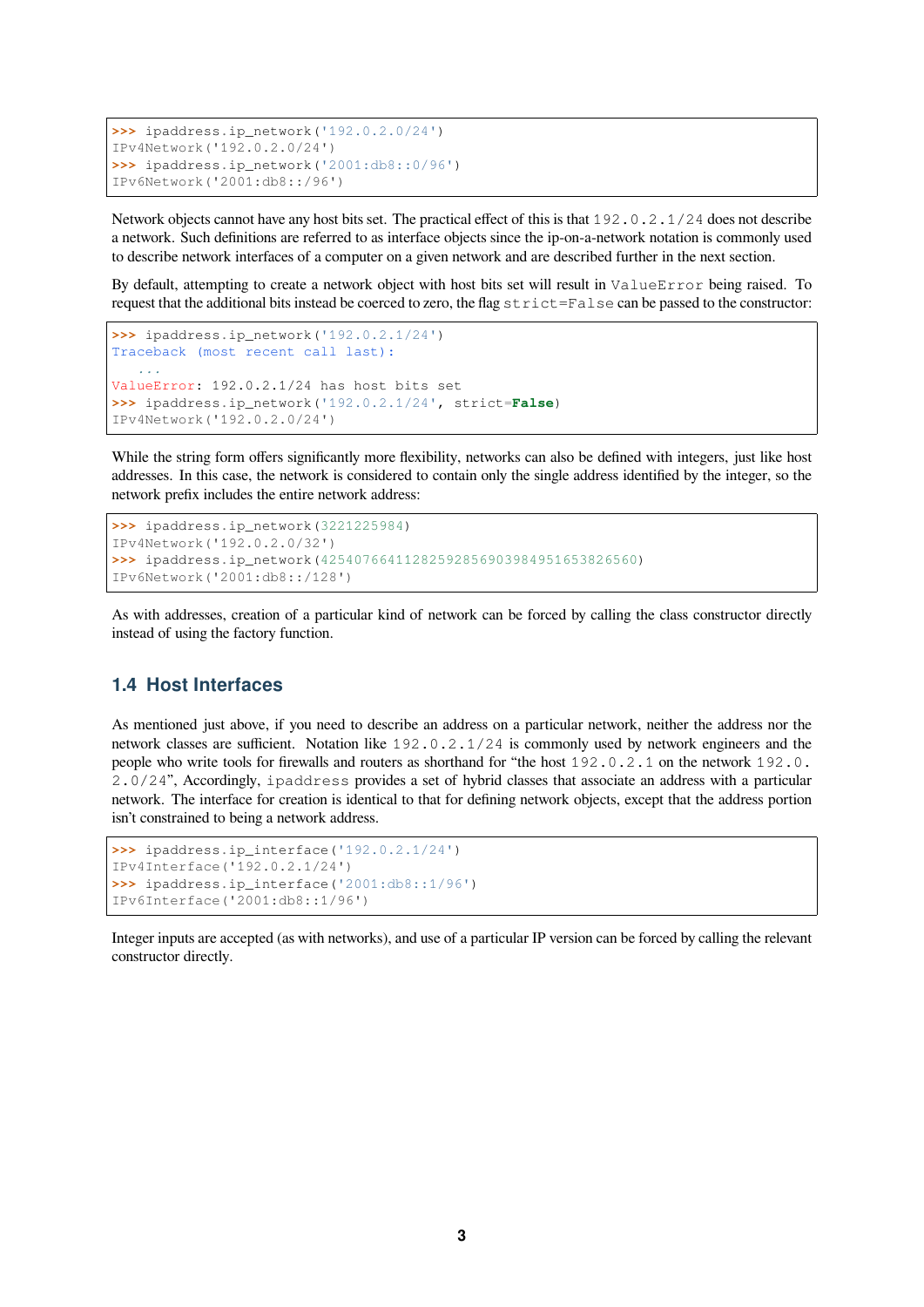```
>>> ipaddress.ip_network('192.0.2.0/24')
IPv4Network('192.0.2.0/24')
>>> ipaddress.ip_network('2001:db8::0/96')
IPv6Network('2001:db8::/96')
```

Network objects cannot have any host bits set. The practical effect of this is that `192.0.2.1/24` does not describe a network. Such definitions are referred to as interface objects since the ip-on-a-network notation is commonly used to describe network interfaces of a computer on a given network and are described further in the next section.

By default, attempting to create a network object with host bits set will result in `ValueError` being raised. To request that the additional bits instead be coerced to zero, the flag `strict=False` can be passed to the constructor:

```
>>> ipaddress.ip_network('192.0.2.1/24')
Traceback (most recent call last):
   ...
ValueError: 192.0.2.1/24 has host bits set
>>> ipaddress.ip_network('192.0.2.1/24', strict=False)
IPv4Network('192.0.2.0/24')
```

While the string form offers significantly more flexibility, networks can also be defined with integers, just like host addresses. In this case, the network is considered to contain only the single address identified by the integer, so the network prefix includes the entire network address:

```
>>> ipaddress.ip_network(3221225984)
IPv4Network('192.0.2.0/32')
>>> ipaddress.ip_network(42540766411282592856903984951653826560)
IPv6Network('2001:db8::/128')
```

As with addresses, creation of a particular kind of network can be forced by calling the class constructor directly instead of using the factory function.

## 1.4 Host Interfaces

As mentioned just above, if you need to describe an address on a particular network, neither the address nor the network classes are sufficient. Notation like `192.0.2.1/24` is commonly used by network engineers and the people who write tools for firewalls and routers as shorthand for "the host `192.0.2.1` on the network `192.0.2.0/24`", Accordingly, `ipaddress` provides a set of hybrid classes that associate an address with a particular network. The interface for creation is identical to that for defining network objects, except that the address portion isn't constrained to being a network address.

```
>>> ipaddress.ip_interface('192.0.2.1/24')
IPv4Interface('192.0.2.1/24')
>>> ipaddress.ip_interface('2001:db8::1/96')
IPv6Interface('2001:db8::1/96')
```

Integer inputs are accepted (as with networks), and use of a particular IP version can be forced by calling the relevant constructor directly.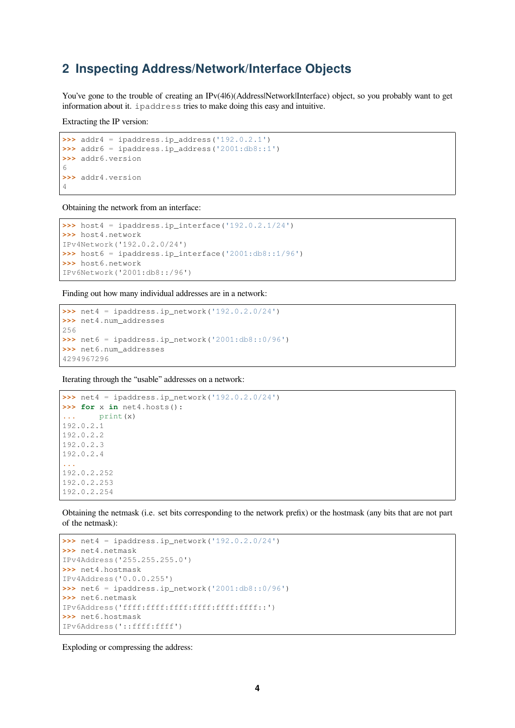## 2 Inspecting Address/Network/Interface Objects

You've gone to the trouble of creating an IPv(4|6)(Address|Network|Interface) object, so you probably want to get information about it. `ipaddress` tries to make doing this easy and intuitive.

Extracting the IP version:

```
>>> addr4 = ipaddress.ip_address('192.0.2.1')
>>> addr6 = ipaddress.ip_address('2001:db8::1')
>>> addr6.version
6
>>> addr4.version
4
```

Obtaining the network from an interface:

```
>>> host4 = ipaddress.ip_interface('192.0.2.1/24')
>>> host4.network
IPv4Network('192.0.2.0/24')
>>> host6 = ipaddress.ip_interface('2001:db8::1/96')
>>> host6.network
IPv6Network('2001:db8::/96')
```

Finding out how many individual addresses are in a network:

```
>>> net4 = ipaddress.ip_network('192.0.2.0/24')
>>> net4.num_addresses
256
>>> net6 = ipaddress.ip_network('2001:db8::0/96')
>>> net6.num_addresses
4294967296
```

Iterating through the "usable" addresses on a network:

```
>>> net4 = ipaddress.ip_network('192.0.2.0/24')
>>> for x in net4.hosts():
...     print(x)
192.0.2.1
192.0.2.2
192.0.2.3
192.0.2.4
...
192.0.2.252
192.0.2.253
192.0.2.254
```

Obtaining the netmask (i.e. set bits corresponding to the network prefix) or the hostmask (any bits that are not part of the netmask):

```
>>> net4 = ipaddress.ip_network('192.0.2.0/24')
>>> net4.netmask
IPv4Address('255.255.255.0')
>>> net4.hostmask
IPv4Address('0.0.0.255')
>>> net6 = ipaddress.ip_network('2001:db8::0/96')
>>> net6.netmask
IPv6Address('ffff:ffff:ffff:ffff:ffff:ffff::')
>>> net6.hostmask
IPv6Address('::ffff:ffff')
```

Exploding or compressing the address: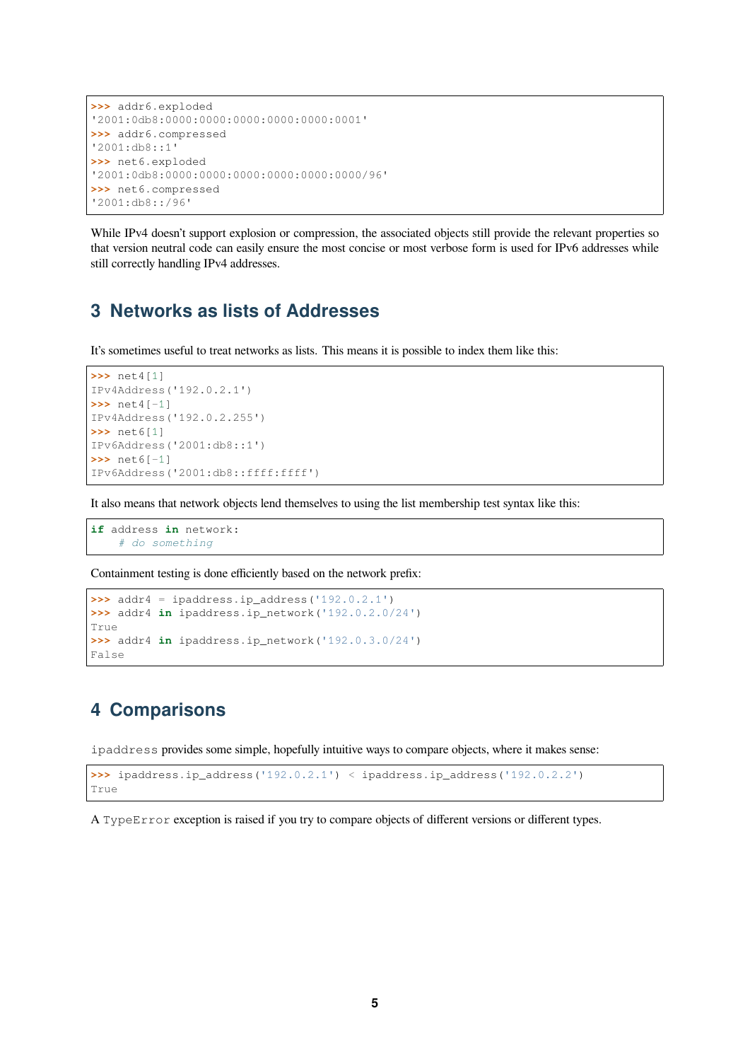```
>>> addr6.exploded
'2001:0db8:0000:0000:0000:0000:0000:0001'
>>> addr6.compressed
'2001:db8::1'
>>> net6.exploded
'2001:0db8:0000:0000:0000:0000:0000:0000/96'
>>> net6.compressed
'2001:db8::/96'
```

While IPv4 doesn't support explosion or compression, the associated objects still provide the relevant properties so that version neutral code can easily ensure the most concise or most verbose form is used for IPv6 addresses while still correctly handling IPv4 addresses.

## 3 Networks as lists of Addresses

It's sometimes useful to treat networks as lists. This means it is possible to index them like this:

```
>>> net4[1]
IPv4Address('192.0.2.1')
>>> net4[-1]
IPv4Address('192.0.2.255')
>>> net6[1]
IPv6Address('2001:db8::1')
>>> net6[-1]
IPv6Address('2001:db8::ffff:ffff')
```

It also means that network objects lend themselves to using the list membership test syntax like this:

```
if address in network:
    # do something
```

Containment testing is done efficiently based on the network prefix:

```
>>> addr4 = ipaddress.ip_address('192.0.2.1')
>>> addr4 in ipaddress.ip_network('192.0.2.0/24')
True
>>> addr4 in ipaddress.ip_network('192.0.3.0/24')
False
```

## 4 Comparisons

`ipaddress` provides some simple, hopefully intuitive ways to compare objects, where it makes sense:

```
>>> ipaddress.ip_address('192.0.2.1') < ipaddress.ip_address('192.0.2.2')
True
```

A `TypeError` exception is raised if you try to compare objects of different versions or different types.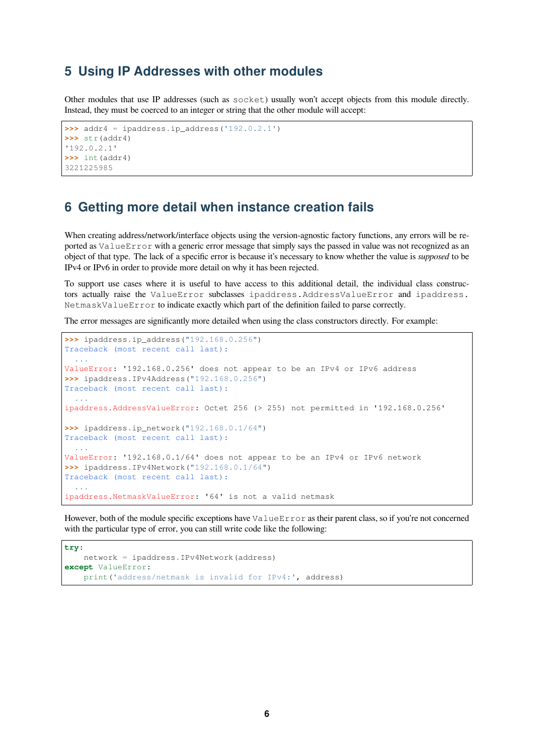## 5 Using IP Addresses with other modules

Other modules that use IP addresses (such as `socket`) usually won't accept objects from this module directly. Instead, they must be coerced to an integer or string that the other module will accept:

```
>>> addr4 = ipaddress.ip_address('192.0.2.1')
>>> str(addr4)
'192.0.2.1'
>>> int(addr4)
3221225985
```

## 6 Getting more detail when instance creation fails

When creating address/network/interface objects using the version-agnostic factory functions, any errors will be reported as `ValueError` with a generic error message that simply says the passed in value was not recognized as an object of that type. The lack of a specific error is because it's necessary to know whether the value is *supposed* to be IPv4 or IPv6 in order to provide more detail on why it has been rejected.

To support use cases where it is useful to have access to this additional detail, the individual class constructors actually raise the `ValueError` subclasses `ipaddress.AddressValueError` and `ipaddress.NetmaskValueError` to indicate exactly which part of the definition failed to parse correctly.

The error messages are significantly more detailed when using the class constructors directly. For example:

```
>>> ipaddress.ip_address("192.168.0.256")
Traceback (most recent call last):
  ...
ValueError: '192.168.0.256' does not appear to be an IPv4 or IPv6 address
>>> ipaddress.IPv4Address("192.168.0.256")
Traceback (most recent call last):
  ...
ipaddress.AddressValueError: Octet 256 (> 255) not permitted in '192.168.0.256'

>>> ipaddress.ip_network("192.168.0.1/64")
Traceback (most recent call last):
  ...
ValueError: '192.168.0.1/64' does not appear to be an IPv4 or IPv6 network
>>> ipaddress.IPv4Network("192.168.0.1/64")
Traceback (most recent call last):
  ...
ipaddress.NetmaskValueError: '64' is not a valid netmask
```

However, both of the module specific exceptions have `ValueError` as their parent class, so if you're not concerned with the particular type of error, you can still write code like the following:

```
try:
    network = ipaddress.IPv4Network(address)
except ValueError:
    print('address/netmask is invalid for IPv4:', address)
```